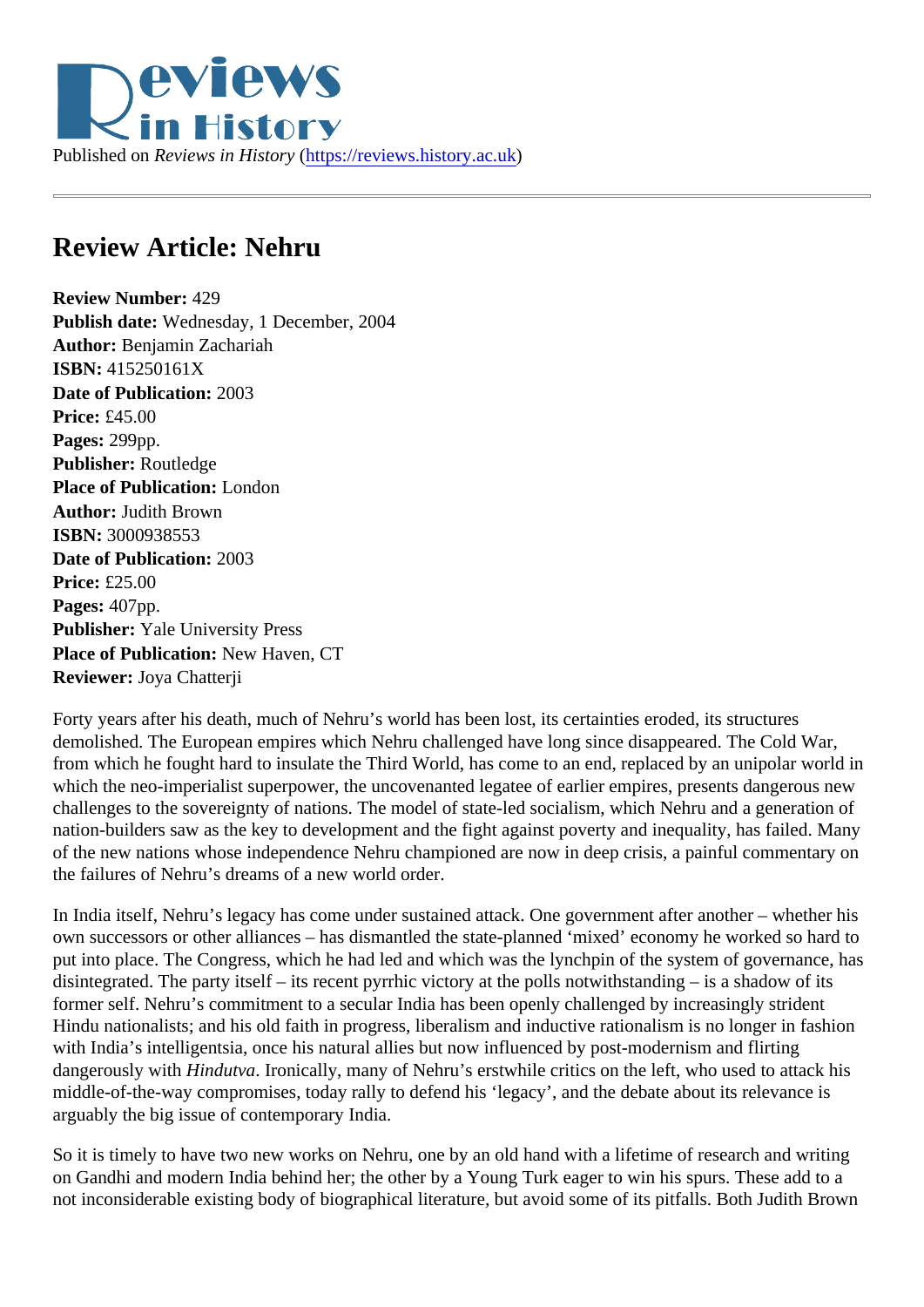Published on *Reviews in History* (https://reviews.history.ac.uk)

# Review Article: Nehru

**Review Number:** 429
**Publish date:** Wednesday, 1 December, 2004
**Author:** Benjamin Zachariah
**ISBN:** 415250161X
**Date of Publication:** 2003
**Price:** £45.00
**Pages:** 299pp.
**Publisher:** Routledge
**Place of Publication:** London
**Author:** Judith Brown
**ISBN:** 3000938553
**Date of Publication:** 2003
**Price:** £25.00
**Pages:** 407pp.
**Publisher:** Yale University Press
**Place of Publication:** New Haven, CT
**Reviewer:** Joya Chatterji

Forty years after his death, much of Nehru's world has been lost, its certainties eroded, its structures demolished. The European empires which Nehru challenged have long since disappeared. The Cold War, from which he fought hard to insulate the Third World, has come to an end, replaced by an unipolar world in which the neo-imperialist superpower, the uncovenanted legatee of earlier empires, presents dangerous new challenges to the sovereignty of nations. The model of state-led socialism, which Nehru and a generation of nation-builders saw as the key to development and the fight against poverty and inequality, has failed. Many of the new nations whose independence Nehru championed are now in deep crisis, a painful commentary on the failures of Nehru's dreams of a new world order.

In India itself, Nehru's legacy has come under sustained attack. One government after another – whether his own successors or other alliances – has dismantled the state-planned 'mixed' economy he worked so hard to put into place. The Congress, which he had led and which was the lynchpin of the system of governance, has disintegrated. The party itself – its recent pyrrhic victory at the polls notwithstanding – is a shadow of its former self. Nehru's commitment to a secular India has been openly challenged by increasingly strident Hindu nationalists; and his old faith in progress, liberalism and inductive rationalism is no longer in fashion with India's intelligentsia, once his natural allies but now influenced by post-modernism and flirting dangerously with *Hindutva*. Ironically, many of Nehru's erstwhile critics on the left, who used to attack his middle-of-the-way compromises, today rally to defend his 'legacy', and the debate about its relevance is arguably the big issue of contemporary India.

So it is timely to have two new works on Nehru, one by an old hand with a lifetime of research and writing on Gandhi and modern India behind her; the other by a Young Turk eager to win his spurs. These add to a not inconsiderable existing body of biographical literature, but avoid some of its pitfalls. Both Judith Brown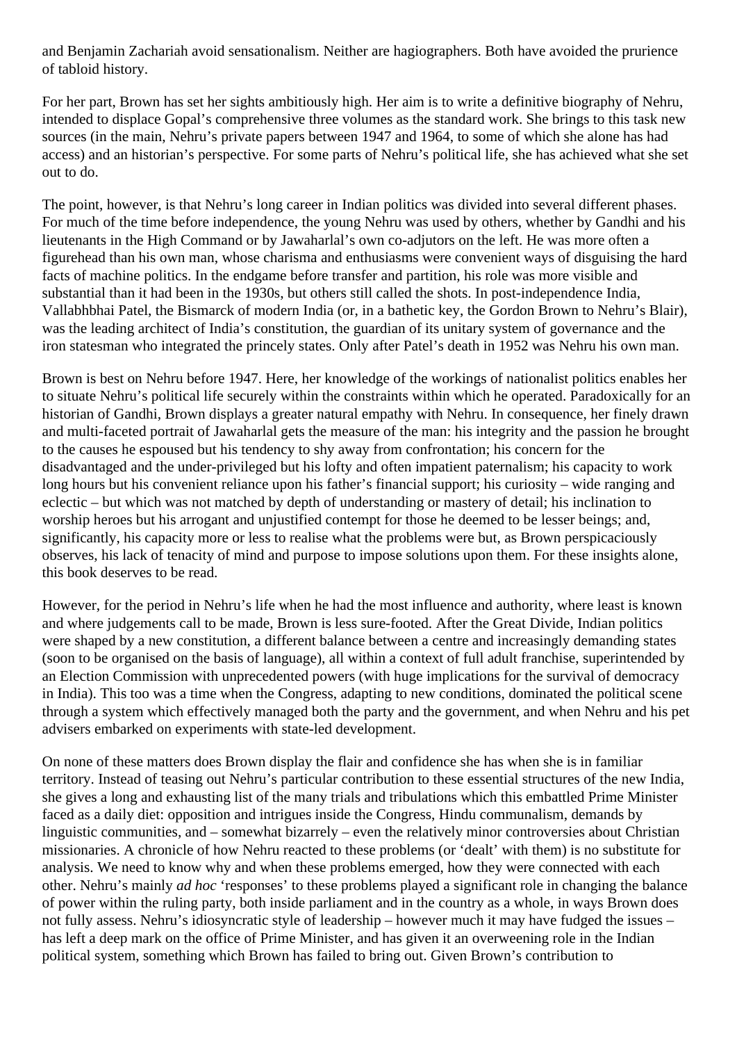and Benjamin Zachariah avoid sensationalism. Neither are hagiographers. Both have avoided the prurience of tabloid history.

For her part, Brown has set her sights ambitiously high. Her aim is to write a definitive biography of Nehru, intended to displace Gopal's comprehensive three volumes as the standard work. She brings to this task new sources (in the main, Nehru's private papers between 1947 and 1964, to some of which she alone has had access) and an historian's perspective. For some parts of Nehru's political life, she has achieved what she set out to do.

The point, however, is that Nehru's long career in Indian politics was divided into several different phases. For much of the time before independence, the young Nehru was used by others, whether by Gandhi and his lieutenants in the High Command or by Jawaharlal's own co-adjutors on the left. He was more often a figurehead than his own man, whose charisma and enthusiasms were convenient ways of disguising the hard facts of machine politics. In the endgame before transfer and partition, his role was more visible and substantial than it had been in the 1930s, but others still called the shots. In post-independence India, Vallabhbhai Patel, the Bismarck of modern India (or, in a bathetic key, the Gordon Brown to Nehru's Blair), was the leading architect of India's constitution, the guardian of its unitary system of governance and the iron statesman who integrated the princely states. Only after Patel's death in 1952 was Nehru his own man.

Brown is best on Nehru before 1947. Here, her knowledge of the workings of nationalist politics enables her to situate Nehru's political life securely within the constraints within which he operated. Paradoxically for an historian of Gandhi, Brown displays a greater natural empathy with Nehru. In consequence, her finely drawn and multi-faceted portrait of Jawaharlal gets the measure of the man: his integrity and the passion he brought to the causes he espoused but his tendency to shy away from confrontation; his concern for the disadvantaged and the under-privileged but his lofty and often impatient paternalism; his capacity to work long hours but his convenient reliance upon his father's financial support; his curiosity – wide ranging and eclectic – but which was not matched by depth of understanding or mastery of detail; his inclination to worship heroes but his arrogant and unjustified contempt for those he deemed to be lesser beings; and, significantly, his capacity more or less to realise what the problems were but, as Brown perspicaciously observes, his lack of tenacity of mind and purpose to impose solutions upon them. For these insights alone, this book deserves to be read.

However, for the period in Nehru's life when he had the most influence and authority, where least is known and where judgements call to be made, Brown is less sure-footed. After the Great Divide, Indian politics were shaped by a new constitution, a different balance between a centre and increasingly demanding states (soon to be organised on the basis of language), all within a context of full adult franchise, superintended by an Election Commission with unprecedented powers (with huge implications for the survival of democracy in India). This too was a time when the Congress, adapting to new conditions, dominated the political scene through a system which effectively managed both the party and the government, and when Nehru and his pet advisers embarked on experiments with state-led development.

On none of these matters does Brown display the flair and confidence she has when she is in familiar territory. Instead of teasing out Nehru's particular contribution to these essential structures of the new India, she gives a long and exhausting list of the many trials and tribulations which this embattled Prime Minister faced as a daily diet: opposition and intrigues inside the Congress, Hindu communalism, demands by linguistic communities, and – somewhat bizarrely – even the relatively minor controversies about Christian missionaries. A chronicle of how Nehru reacted to these problems (or 'dealt' with them) is no substitute for analysis. We need to know why and when these problems emerged, how they were connected with each other. Nehru's mainly *ad hoc* 'responses' to these problems played a significant role in changing the balance of power within the ruling party, both inside parliament and in the country as a whole, in ways Brown does not fully assess. Nehru's idiosyncratic style of leadership – however much it may have fudged the issues – has left a deep mark on the office of Prime Minister, and has given it an overweening role in the Indian political system, something which Brown has failed to bring out. Given Brown's contribution to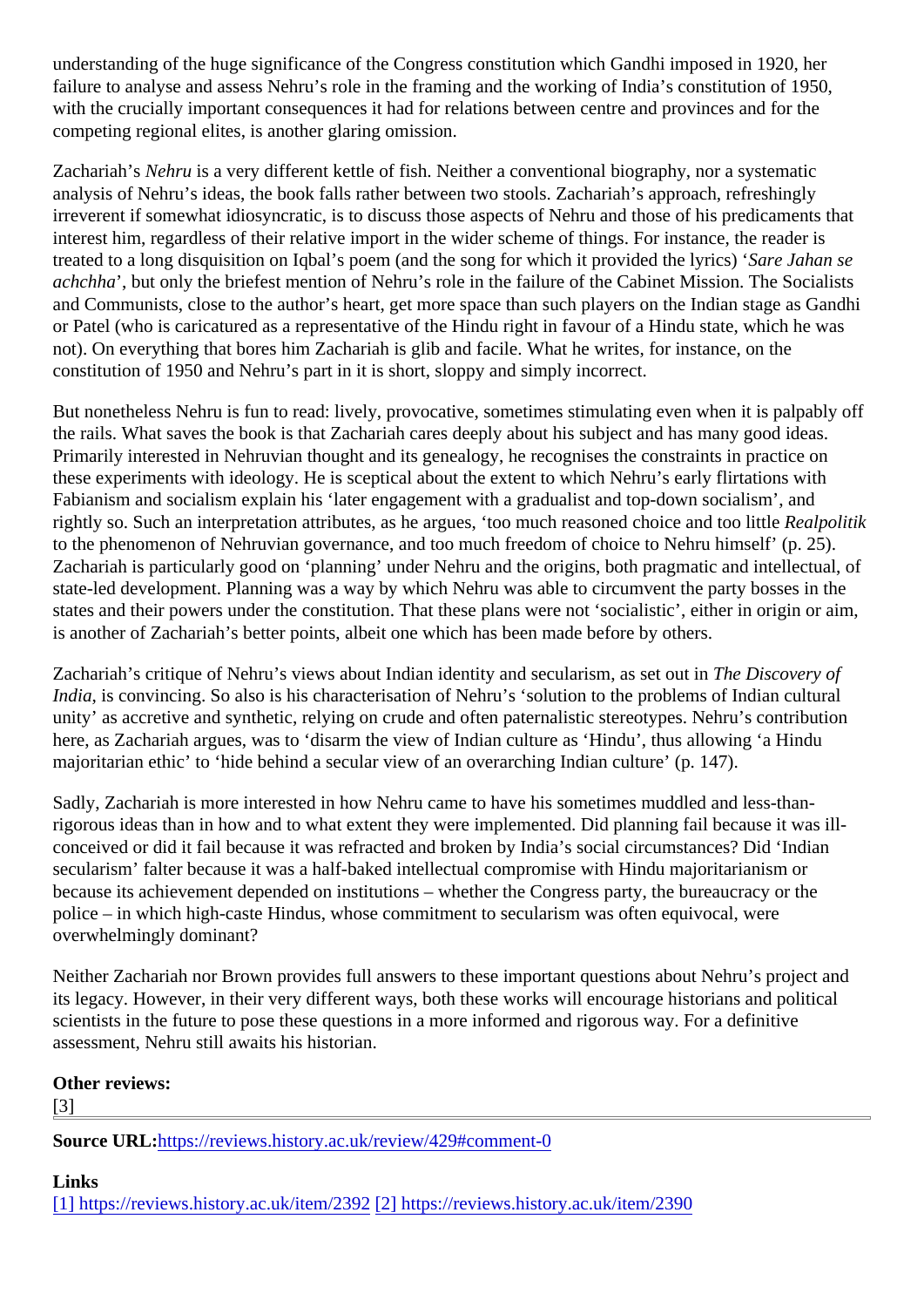understanding of the huge significance of the Congress constitution which Gandhi imposed in 1920, her failure to analyse and assess Nehru's role in the framing and the working of India's constitution of 1950, with the crucially important consequences it had for relations between centre and provinces and for the competing regional elites, is another glaring omission.

Zachariah's *Nehru* is a very different kettle of fish. Neither a conventional biography, nor a systematic analysis of Nehru's ideas, the book falls rather between two stools. Zachariah's approach, refreshingly irreverent if somewhat idiosyncratic, is to discuss those aspects of Nehru and those of his predicaments that interest him, regardless of their relative import in the wider scheme of things. For instance, the reader is treated to a long disquisition on Iqbal's poem (and the song for which it provided the lyrics) '*Sare Jahan se achchha*', but only the briefest mention of Nehru's role in the failure of the Cabinet Mission. The Socialists and Communists, close to the author's heart, get more space than such players on the Indian stage as Gandhi or Patel (who is caricatured as a representative of the Hindu right in favour of a Hindu state, which he was not). On everything that bores him Zachariah is glib and facile. What he writes, for instance, on the constitution of 1950 and Nehru's part in it is short, sloppy and simply incorrect.

But nonetheless Nehru is fun to read: lively, provocative, sometimes stimulating even when it is palpably off the rails. What saves the book is that Zachariah cares deeply about his subject and has many good ideas. Primarily interested in Nehruvian thought and its genealogy, he recognises the constraints in practice on these experiments with ideology. He is sceptical about the extent to which Nehru's early flirtations with Fabianism and socialism explain his 'later engagement with a gradualist and top-down socialism', and rightly so. Such an interpretation attributes, as he argues, 'too much reasoned choice and too little *Realpolitik* to the phenomenon of Nehruvian governance, and too much freedom of choice to Nehru himself' (p. 25). Zachariah is particularly good on 'planning' under Nehru and the origins, both pragmatic and intellectual, of state-led development. Planning was a way by which Nehru was able to circumvent the party bosses in the states and their powers under the constitution. That these plans were not 'socialistic', either in origin or aim, is another of Zachariah's better points, albeit one which has been made before by others.

Zachariah's critique of Nehru's views about Indian identity and secularism, as set out in *The Discovery of India*, is convincing. So also is his characterisation of Nehru's 'solution to the problems of Indian cultural unity' as accretive and synthetic, relying on crude and often paternalistic stereotypes. Nehru's contribution here, as Zachariah argues, was to 'disarm the view of Indian culture as 'Hindu', thus allowing 'a Hindu majoritarian ethic' to 'hide behind a secular view of an overarching Indian culture' (p. 147).

Sadly, Zachariah is more interested in how Nehru came to have his sometimes muddled and less-than-rigorous ideas than in how and to what extent they were implemented. Did planning fail because it was ill-conceived or did it fail because it was refracted and broken by India's social circumstances? Did 'Indian secularism' falter because it was a half-baked intellectual compromise with Hindu majoritarianism or because its achievement depended on institutions – whether the Congress party, the bureaucracy or the police – in which high-caste Hindus, whose commitment to secularism was often equivocal, were overwhelmingly dominant?

Neither Zachariah nor Brown provides full answers to these important questions about Nehru's project and its legacy. However, in their very different ways, both these works will encourage historians and political scientists in the future to pose these questions in a more informed and rigorous way. For a definitive assessment, Nehru still awaits his historian.

**Other reviews:**
[3]

---

**Source URL:** https://reviews.history.ac.uk/review/429#comment-0

**Links**
[1] https://reviews.history.ac.uk/item/2392 [2] https://reviews.history.ac.uk/item/2390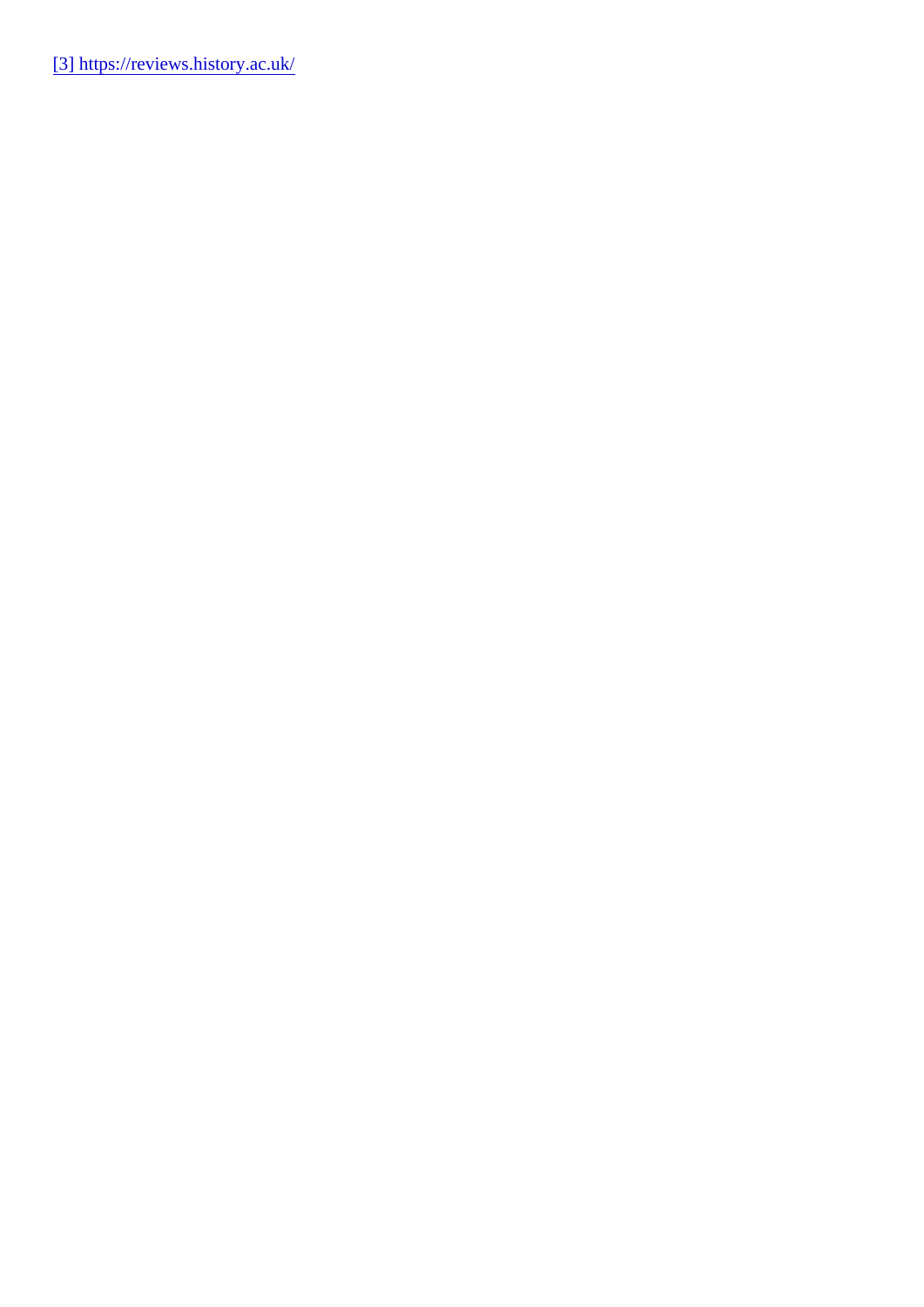[3] https://reviews.history.ac.uk/